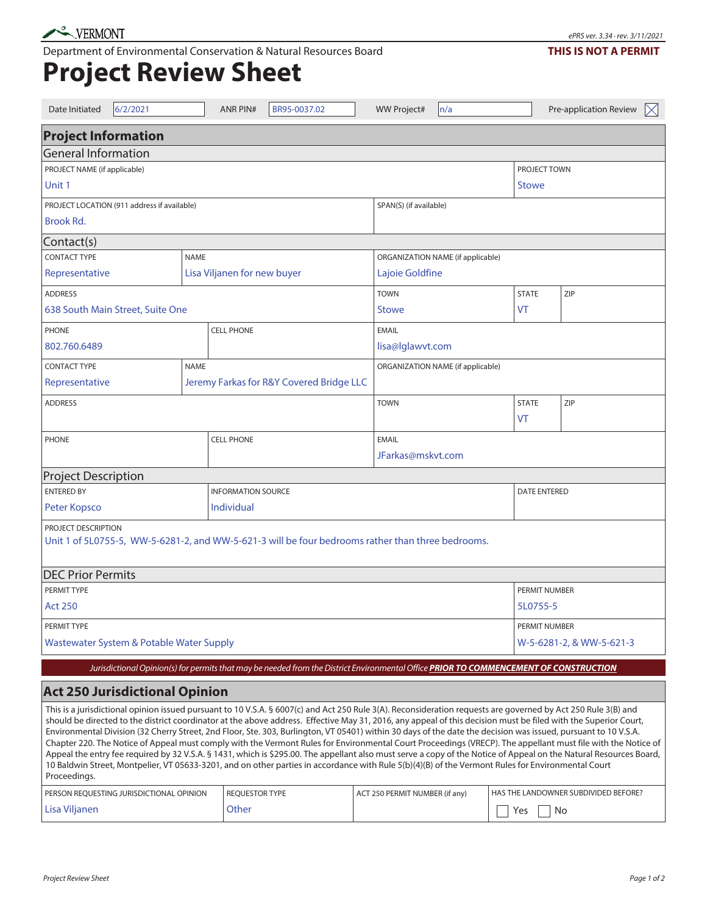VERMONT

ePRS ver. 3.34 · rev. 3/11/2021

Department of Environmental Conservation & Natural Resources Board

**THIS IS NOT A PERMIT**

# Project Review Sheet

| Date Initiated | 6/2/2021 | ANR PIN# | BR95-0037.02 | WW Project# | n/a | Pre-application Review | ☒ |
|---|---|---|---|---|---|---|---|

## Project Information

### General Information

| PROJECT NAME (if applicable) | PROJECT TOWN |
|---|---|
| Unit 1 | Stowe |

| PROJECT LOCATION (911 address if available) | SPAN(S) (if available) |
|---|---|
| Brook Rd. | |

### Contact(s)

| CONTACT TYPE | NAME | ORGANIZATION NAME (if applicable) |
|---|---|---|
| Representative | Lisa Viljanen for new buyer | Lajoie Goldfine |

| ADDRESS | TOWN | STATE | ZIP |
|---|---|---|---|
| 638 South Main Street, Suite One | Stowe | VT | |

| PHONE | CELL PHONE | EMAIL |
|---|---|---|
| 802.760.6489 | | lisa@lglawvt.com |

| CONTACT TYPE | NAME | ORGANIZATION NAME (if applicable) |
|---|---|---|
| Representative | Jeremy Farkas for R&Y Covered Bridge LLC | |

| ADDRESS | TOWN | STATE | ZIP |
|---|---|---|---|
| | | VT | |

| PHONE | CELL PHONE | EMAIL |
|---|---|---|
| | | JFarkas@mskvt.com |

### Project Description

| ENTERED BY | INFORMATION SOURCE | DATE ENTERED |
|---|---|---|
| Peter Kopsco | Individual | |

PROJECT DESCRIPTION

Unit 1 of 5L0755-5, WW-5-6281-2, and WW-5-621-3 will be four bedrooms rather than three bedrooms.

### DEC Prior Permits

| PERMIT TYPE | PERMIT NUMBER |
|---|---|
| Act 250 | 5L0755-5 |
| Wastewater System & Potable Water Supply | W-5-6281-2, & WW-5-621-3 |

*Jurisdictional Opinion(s) for permits that may be needed from the District Environmental Office* ***PRIOR TO COMMENCEMENT OF CONSTRUCTION***

## Act 250 Jurisdictional Opinion

This is a jurisdictional opinion issued pursuant to 10 V.S.A. § 6007(c) and Act 250 Rule 3(A). Reconsideration requests are governed by Act 250 Rule 3(B) and should be directed to the district coordinator at the above address. Effective May 31, 2016, any appeal of this decision must be filed with the Superior Court, Environmental Division (32 Cherry Street, 2nd Floor, Ste. 303, Burlington, VT 05401) within 30 days of the date the decision was issued, pursuant to 10 V.S.A. Chapter 220. The Notice of Appeal must comply with the Vermont Rules for Environmental Court Proceedings (VRECP). The appellant must file with the Notice of Appeal the entry fee required by 32 V.S.A. § 1431, which is $295.00. The appellant also must serve a copy of the Notice of Appeal on the Natural Resources Board, 10 Baldwin Street, Montpelier, VT 05633-3201, and on other parties in accordance with Rule 5(b)(4)(B) of the Vermont Rules for Environmental Court Proceedings.

| PERSON REQUESTING JURISDICTIONAL OPINION | REQUESTOR TYPE | ACT 250 PERMIT NUMBER (if any) | HAS THE LANDOWNER SUBDIVIDED BEFORE? |
|---|---|---|---|
| Lisa Viljanen | Other | | ☐ Yes ☐ No |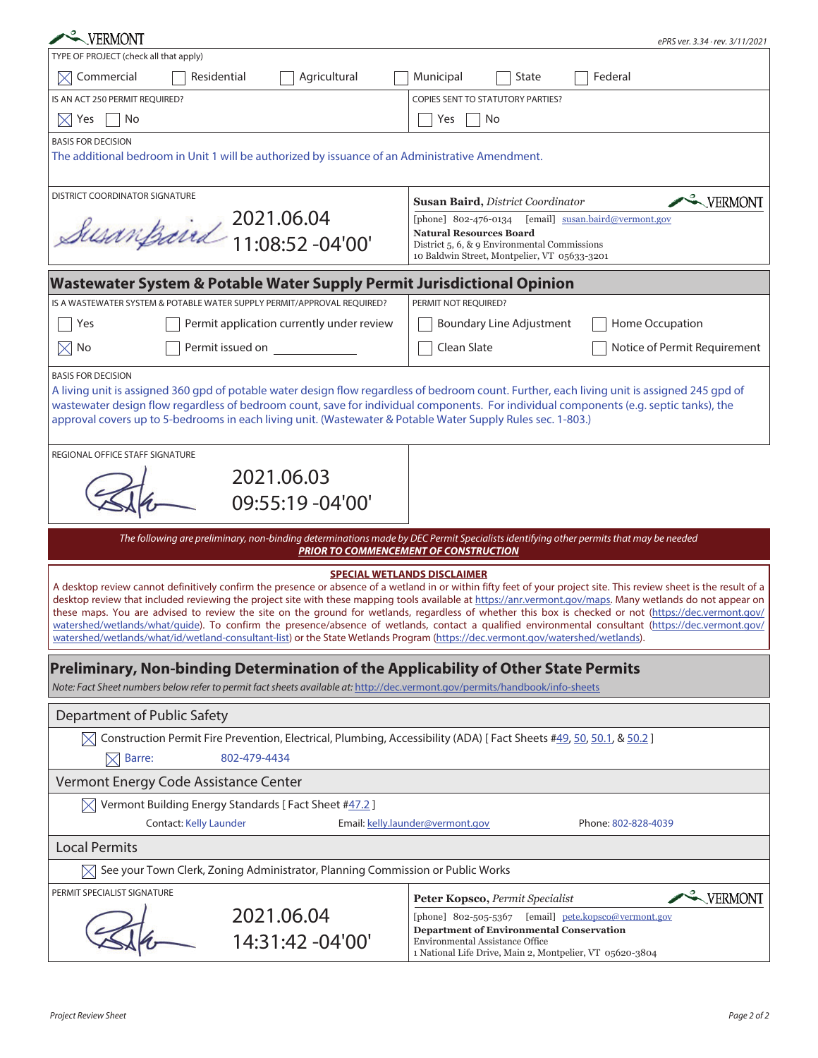VERMONT

ePRS ver. 3.34 · rev. 3/11/2021

TYPE OF PROJECT (check all that apply)

☒ Commercial ☐ Residential ☐ Agricultural ☐ Municipal ☐ State ☐ Federal

| IS AN ACT 250 PERMIT REQUIRED? | COPIES SENT TO STATUTORY PARTIES? |
| --- | --- |
| ☒ Yes ☐ No | ☐ Yes ☐ No |

BASIS FOR DECISION

The additional bedroom in Unit 1 will be authorized by issuance of an Administrative Amendment.

DISTRICT COORDINATOR SIGNATURE

Susan Baird 2021.06.04 11:08:52 -04'00'

**Susan Baird,** *District Coordinator*
[phone] 802-476-0134 [email] susan.baird@vermont.gov
**Natural Resources Board**
District 5, 6, & 9 Environmental Commissions
10 Baldwin Street, Montpelier, VT 05633-3201

## Wastewater System & Potable Water Supply Permit Jurisdictional Opinion

| IS A WASTEWATER SYSTEM & POTABLE WATER SUPPLY PERMIT/APPROVAL REQUIRED? | | PERMIT NOT REQUIRED? | |
| --- | --- | --- | --- |
| ☐ Yes | ☐ Permit application currently under review | ☐ Boundary Line Adjustment | ☐ Home Occupation |
| ☒ No | ☐ Permit issued on | ☐ Clean Slate | ☐ Notice of Permit Requirement |

BASIS FOR DECISION

A living unit is assigned 360 gpd of potable water design flow regardless of bedroom count. Further, each living unit is assigned 245 gpd of wastewater design flow regardless of bedroom count, save for individual components. For individual components (e.g. septic tanks), the approval covers up to 5-bedrooms in each living unit. (Wastewater & Potable Water Supply Rules sec. 1-803.)

REGIONAL OFFICE STAFF SIGNATURE

2021.06.03 09:55:19 -04'00'

*The following are preliminary, non-binding determinations made by DEC Permit Specialists identifying other permits that may be needed* ***PRIOR TO COMMENCEMENT OF CONSTRUCTION***

**SPECIAL WETLANDS DISCLAIMER**

A desktop review cannot definitively confirm the presence or absence of a wetland in or within fifty feet of your project site. This review sheet is the result of a desktop review that included reviewing the project site with these mapping tools available at https://anr.vermont.gov/maps. Many wetlands do not appear on these maps. You are advised to review the site on the ground for wetlands, regardless of whether this box is checked or not (https://dec.vermont.gov/watershed/wetlands/what/guide). To confirm the presence/absence of wetlands, contact a qualified environmental consultant (https://dec.vermont.gov/watershed/wetlands/what/id/wetland-consultant-list) or the State Wetlands Program (https://dec.vermont.gov/watershed/wetlands).

## Preliminary, Non-binding Determination of the Applicability of Other State Permits

*Note: Fact Sheet numbers below refer to permit fact sheets available at: http://dec.vermont.gov/permits/handbook/info-sheets*

### Department of Public Safety

☒ Construction Permit Fire Prevention, Electrical, Plumbing, Accessibility (ADA) [ Fact Sheets #49, 50, 50.1, & 50.2 ]

☒ Barre: 802-479-4434

### Vermont Energy Code Assistance Center

☒ Vermont Building Energy Standards [ Fact Sheet #47.2 ]

Contact: Kelly Launder Email: kelly.launder@vermont.gov Phone: 802-828-4039

### Local Permits

☒ See your Town Clerk, Zoning Administrator, Planning Commission or Public Works

PERMIT SPECIALIST SIGNATURE

2021.06.04 14:31:42 -04'00'

**Peter Kopsco,** *Permit Specialist*
[phone] 802-505-5367 [email] pete.kopsco@vermont.gov
**Department of Environmental Conservation**
Environmental Assistance Office
1 National Life Drive, Main 2, Montpelier, VT 05620-3804

*Project Review Sheet*